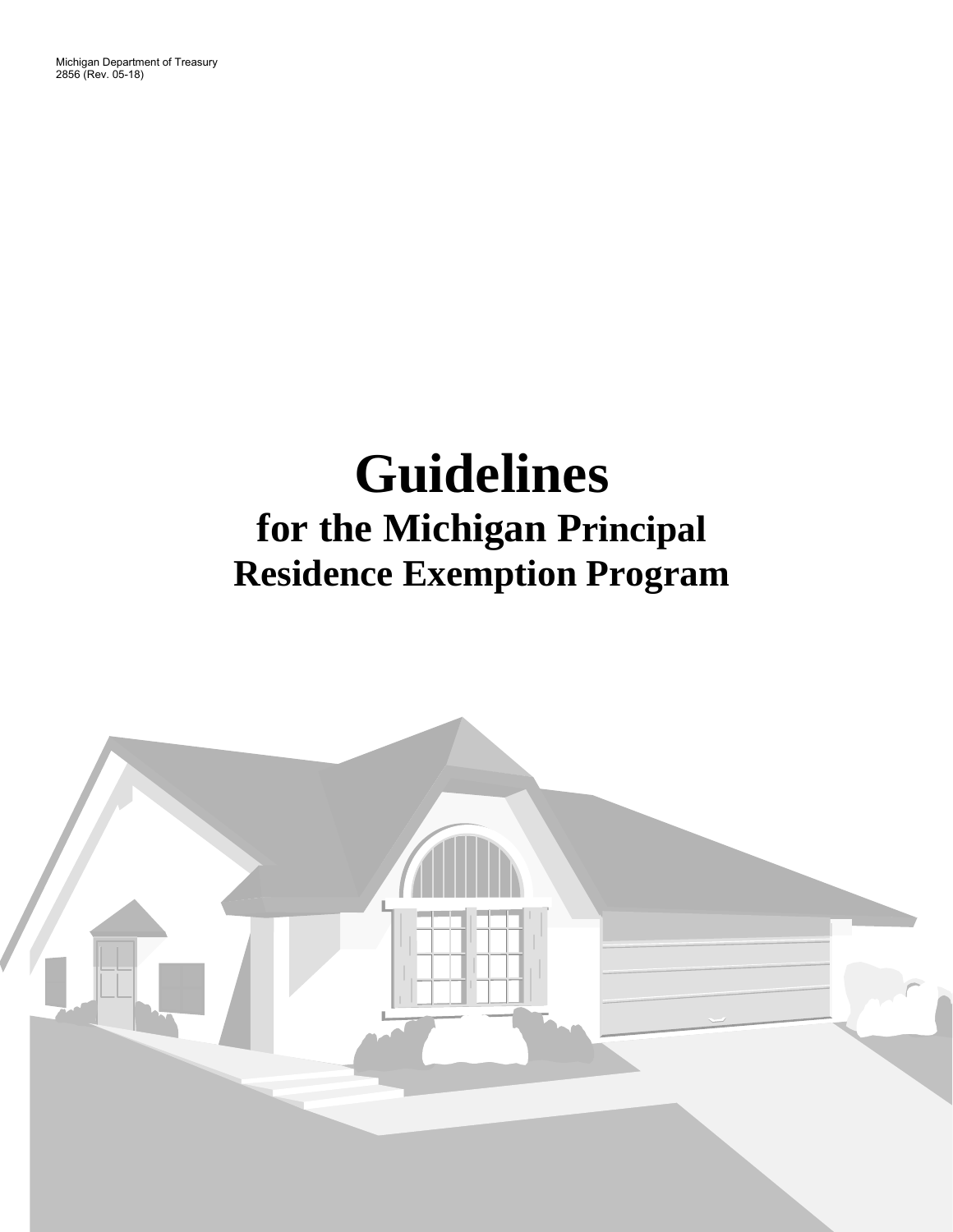Michigan Department of Treasury
2856 (Rev. 05-18)

# Guidelines

## for the Michigan Principal Residence Exemption Program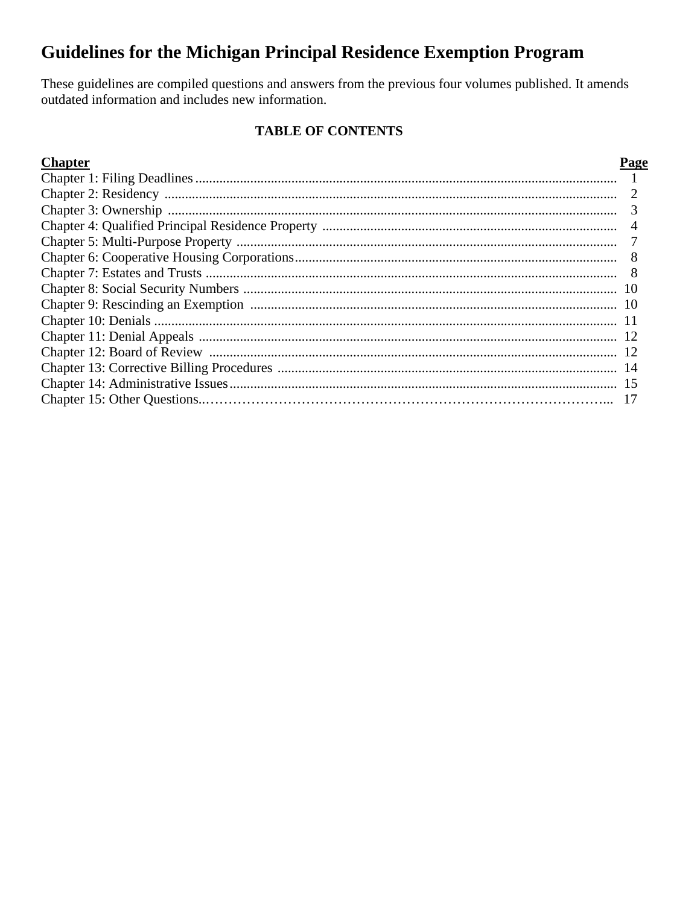# Guidelines for the Michigan Principal Residence Exemption Program

These guidelines are compiled questions and answers from the previous four volumes published. It amends outdated information and includes new information.

**TABLE OF CONTENTS**

| Chapter | Page |
|---|---|
| Chapter 1: Filing Deadlines | 1 |
| Chapter 2: Residency | 2 |
| Chapter 3: Ownership | 3 |
| Chapter 4: Qualified Principal Residence Property | 4 |
| Chapter 5: Multi-Purpose Property | 7 |
| Chapter 6: Cooperative Housing Corporations | 8 |
| Chapter 7: Estates and Trusts | 8 |
| Chapter 8: Social Security Numbers | 10 |
| Chapter 9: Rescinding an Exemption | 10 |
| Chapter 10: Denials | 11 |
| Chapter 11: Denial Appeals | 12 |
| Chapter 12: Board of Review | 12 |
| Chapter 13: Corrective Billing Procedures | 14 |
| Chapter 14: Administrative Issues | 15 |
| Chapter 15: Other Questions. | 17 |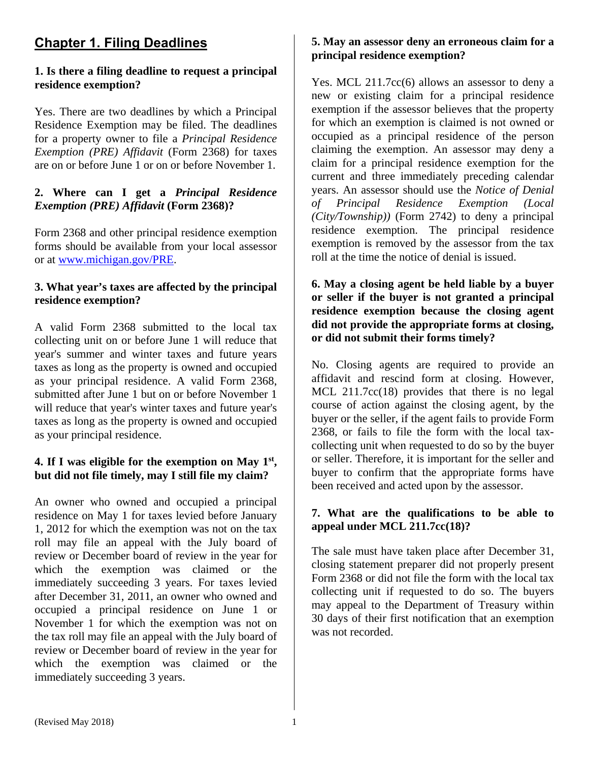## Chapter 1. Filing Deadlines

### 1. Is there a filing deadline to request a principal residence exemption?

Yes. There are two deadlines by which a Principal Residence Exemption may be filed. The deadlines for a property owner to file a *Principal Residence Exemption (PRE) Affidavit* (Form 2368) for taxes are on or before June 1 or on or before November 1.

### 2. Where can I get a *Principal Residence Exemption (PRE) Affidavit* (Form 2368)?

Form 2368 and other principal residence exemption forms should be available from your local assessor or at www.michigan.gov/PRE.

### 3. What year's taxes are affected by the principal residence exemption?

A valid Form 2368 submitted to the local tax collecting unit on or before June 1 will reduce that year's summer and winter taxes and future years taxes as long as the property is owned and occupied as your principal residence. A valid Form 2368, submitted after June 1 but on or before November 1 will reduce that year's winter taxes and future year's taxes as long as the property is owned and occupied as your principal residence.

### 4. If I was eligible for the exemption on May 1st, but did not file timely, may I still file my claim?

An owner who owned and occupied a principal residence on May 1 for taxes levied before January 1, 2012 for which the exemption was not on the tax roll may file an appeal with the July board of review or December board of review in the year for which the exemption was claimed or the immediately succeeding 3 years. For taxes levied after December 31, 2011, an owner who owned and occupied a principal residence on June 1 or November 1 for which the exemption was not on the tax roll may file an appeal with the July board of review or December board of review in the year for which the exemption was claimed or the immediately succeeding 3 years.

### 5. May an assessor deny an erroneous claim for a principal residence exemption?

Yes. MCL 211.7cc(6) allows an assessor to deny a new or existing claim for a principal residence exemption if the assessor believes that the property for which an exemption is claimed is not owned or occupied as a principal residence of the person claiming the exemption. An assessor may deny a claim for a principal residence exemption for the current and three immediately preceding calendar years. An assessor should use the *Notice of Denial of Principal Residence Exemption (Local (City/Township))* (Form 2742) to deny a principal residence exemption. The principal residence exemption is removed by the assessor from the tax roll at the time the notice of denial is issued.

### 6. May a closing agent be held liable by a buyer or seller if the buyer is not granted a principal residence exemption because the closing agent did not provide the appropriate forms at closing, or did not submit their forms timely?

No. Closing agents are required to provide an affidavit and rescind form at closing. However, MCL 211.7cc(18) provides that there is no legal course of action against the closing agent, by the buyer or the seller, if the agent fails to provide Form 2368, or fails to file the form with the local tax-collecting unit when requested to do so by the buyer or seller. Therefore, it is important for the seller and buyer to confirm that the appropriate forms have been received and acted upon by the assessor.

### 7. What are the qualifications to be able to appeal under MCL 211.7cc(18)?

The sale must have taken place after December 31, closing statement preparer did not properly present Form 2368 or did not file the form with the local tax collecting unit if requested to do so. The buyers may appeal to the Department of Treasury within 30 days of their first notification that an exemption was not recorded.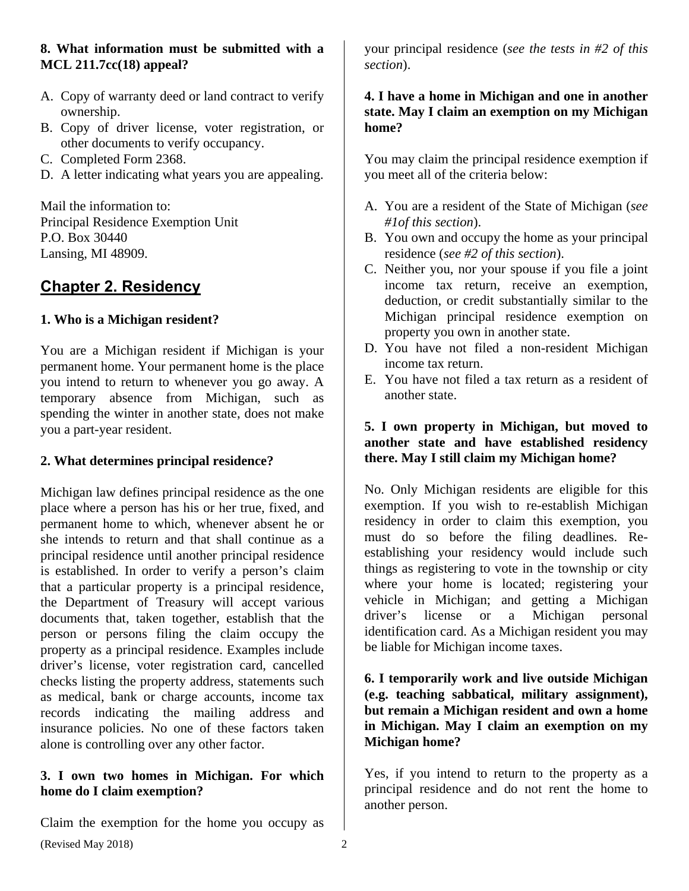**8. What information must be submitted with a MCL 211.7cc(18) appeal?**

A. Copy of warranty deed or land contract to verify ownership.
B. Copy of driver license, voter registration, or other documents to verify occupancy.
C. Completed Form 2368.
D. A letter indicating what years you are appealing.

Mail the information to:
Principal Residence Exemption Unit
P.O. Box 30440
Lansing, MI 48909.

## Chapter 2. Residency

**1. Who is a Michigan resident?**

You are a Michigan resident if Michigan is your permanent home. Your permanent home is the place you intend to return to whenever you go away. A temporary absence from Michigan, such as spending the winter in another state, does not make you a part-year resident.

**2. What determines principal residence?**

Michigan law defines principal residence as the one place where a person has his or her true, fixed, and permanent home to which, whenever absent he or she intends to return and that shall continue as a principal residence until another principal residence is established. In order to verify a person's claim that a particular property is a principal residence, the Department of Treasury will accept various documents that, taken together, establish that the person or persons filing the claim occupy the property as a principal residence. Examples include driver's license, voter registration card, cancelled checks listing the property address, statements such as medical, bank or charge accounts, income tax records indicating the mailing address and insurance policies. No one of these factors taken alone is controlling over any other factor.

**3. I own two homes in Michigan. For which home do I claim exemption?**

Claim the exemption for the home you occupy as your principal residence (*see the tests in #2 of this section*).

**4. I have a home in Michigan and one in another state. May I claim an exemption on my Michigan home?**

You may claim the principal residence exemption if you meet all of the criteria below:

A. You are a resident of the State of Michigan (*see #1of this section*).
B. You own and occupy the home as your principal residence (*see #2 of this section*).
C. Neither you, nor your spouse if you file a joint income tax return, receive an exemption, deduction, or credit substantially similar to the Michigan principal residence exemption on property you own in another state.
D. You have not filed a non-resident Michigan income tax return.
E. You have not filed a tax return as a resident of another state.

**5. I own property in Michigan, but moved to another state and have established residency there. May I still claim my Michigan home?**

No. Only Michigan residents are eligible for this exemption. If you wish to re-establish Michigan residency in order to claim this exemption, you must do so before the filing deadlines. Re-establishing your residency would include such things as registering to vote in the township or city where your home is located; registering your vehicle in Michigan; and getting a Michigan driver's license or a Michigan personal identification card. As a Michigan resident you may be liable for Michigan income taxes.

**6. I temporarily work and live outside Michigan (e.g. teaching sabbatical, military assignment), but remain a Michigan resident and own a home in Michigan. May I claim an exemption on my Michigan home?**

Yes, if you intend to return to the property as a principal residence and do not rent the home to another person.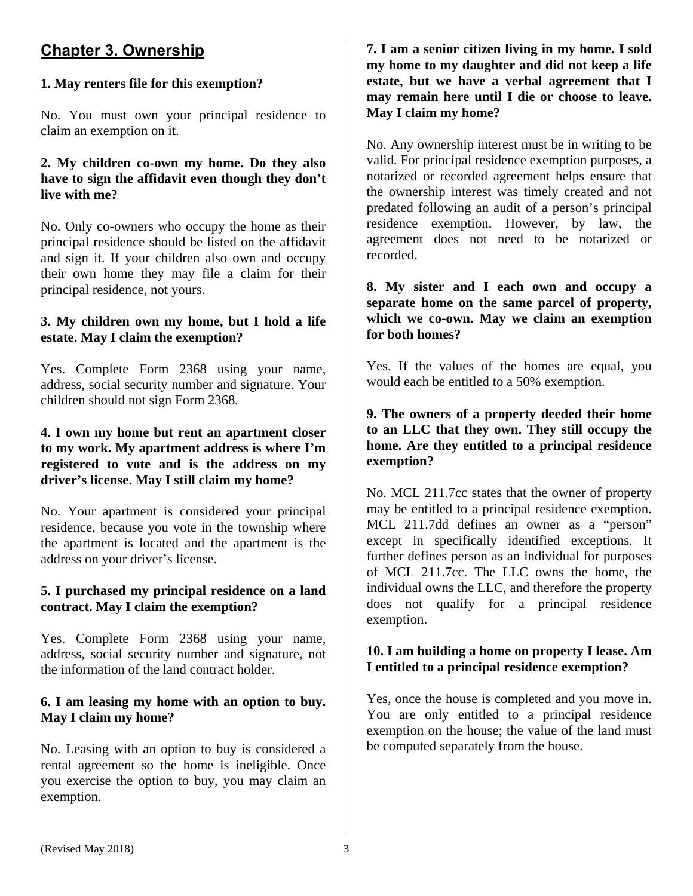## Chapter 3. Ownership

**1. May renters file for this exemption?**

No. You must own your principal residence to claim an exemption on it.

**2. My children co-own my home. Do they also have to sign the affidavit even though they don't live with me?**

No. Only co-owners who occupy the home as their principal residence should be listed on the affidavit and sign it. If your children also own and occupy their own home they may file a claim for their principal residence, not yours.

**3. My children own my home, but I hold a life estate. May I claim the exemption?**

Yes. Complete Form 2368 using your name, address, social security number and signature. Your children should not sign Form 2368.

**4. I own my home but rent an apartment closer to my work. My apartment address is where I'm registered to vote and is the address on my driver's license. May I still claim my home?**

No. Your apartment is considered your principal residence, because you vote in the township where the apartment is located and the apartment is the address on your driver's license.

**5. I purchased my principal residence on a land contract. May I claim the exemption?**

Yes. Complete Form 2368 using your name, address, social security number and signature, not the information of the land contract holder.

**6. I am leasing my home with an option to buy. May I claim my home?**

No. Leasing with an option to buy is considered a rental agreement so the home is ineligible. Once you exercise the option to buy, you may claim an exemption.

**7. I am a senior citizen living in my home. I sold my home to my daughter and did not keep a life estate, but we have a verbal agreement that I may remain here until I die or choose to leave. May I claim my home?**

No. Any ownership interest must be in writing to be valid. For principal residence exemption purposes, a notarized or recorded agreement helps ensure that the ownership interest was timely created and not predated following an audit of a person's principal residence exemption. However, by law, the agreement does not need to be notarized or recorded.

**8. My sister and I each own and occupy a separate home on the same parcel of property, which we co-own. May we claim an exemption for both homes?**

Yes. If the values of the homes are equal, you would each be entitled to a 50% exemption.

**9. The owners of a property deeded their home to an LLC that they own. They still occupy the home. Are they entitled to a principal residence exemption?**

No. MCL 211.7cc states that the owner of property may be entitled to a principal residence exemption. MCL 211.7dd defines an owner as a "person" except in specifically identified exceptions. It further defines person as an individual for purposes of MCL 211.7cc. The LLC owns the home, the individual owns the LLC, and therefore the property does not qualify for a principal residence exemption.

**10. I am building a home on property I lease. Am I entitled to a principal residence exemption?**

Yes, once the house is completed and you move in. You are only entitled to a principal residence exemption on the house; the value of the land must be computed separately from the house.

(Revised May 2018)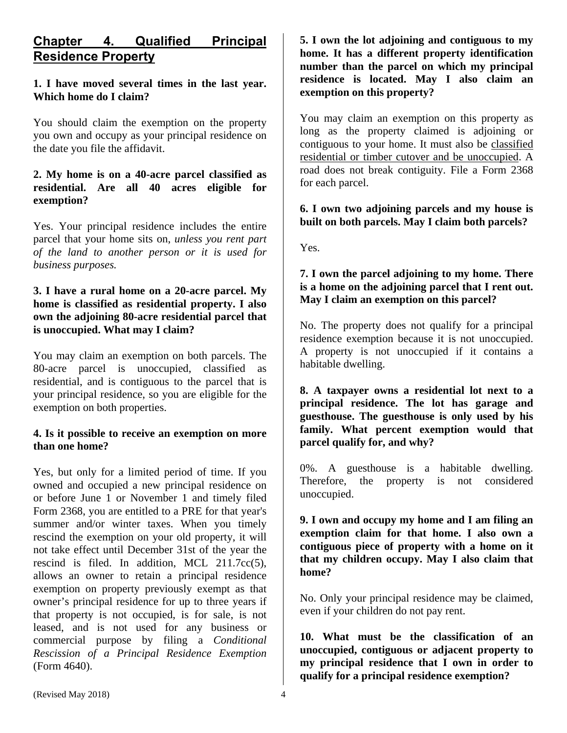## Chapter 4. Qualified Principal Residence Property

**1. I have moved several times in the last year. Which home do I claim?**

You should claim the exemption on the property you own and occupy as your principal residence on the date you file the affidavit.

**2. My home is on a 40-acre parcel classified as residential. Are all 40 acres eligible for exemption?**

Yes. Your principal residence includes the entire parcel that your home sits on, *unless you rent part of the land to another person or it is used for business purposes.*

**3. I have a rural home on a 20-acre parcel. My home is classified as residential property. I also own the adjoining 80-acre residential parcel that is unoccupied. What may I claim?**

You may claim an exemption on both parcels. The 80-acre parcel is unoccupied, classified as residential, and is contiguous to the parcel that is your principal residence, so you are eligible for the exemption on both properties.

**4. Is it possible to receive an exemption on more than one home?**

Yes, but only for a limited period of time. If you owned and occupied a new principal residence on or before June 1 or November 1 and timely filed Form 2368, you are entitled to a PRE for that year's summer and/or winter taxes. When you timely rescind the exemption on your old property, it will not take effect until December 31st of the year the rescind is filed. In addition, MCL 211.7cc(5), allows an owner to retain a principal residence exemption on property previously exempt as that owner's principal residence for up to three years if that property is not occupied, is for sale, is not leased, and is not used for any business or commercial purpose by filing a *Conditional Rescission of a Principal Residence Exemption* (Form 4640).

**5. I own the lot adjoining and contiguous to my home. It has a different property identification number than the parcel on which my principal residence is located. May I also claim an exemption on this property?**

You may claim an exemption on this property as long as the property claimed is adjoining or contiguous to your home. It must also be classified residential or timber cutover and be unoccupied. A road does not break contiguity. File a Form 2368 for each parcel.

**6. I own two adjoining parcels and my house is built on both parcels. May I claim both parcels?**

Yes.

**7. I own the parcel adjoining to my home. There is a home on the adjoining parcel that I rent out. May I claim an exemption on this parcel?**

No. The property does not qualify for a principal residence exemption because it is not unoccupied. A property is not unoccupied if it contains a habitable dwelling.

**8. A taxpayer owns a residential lot next to a principal residence. The lot has garage and guesthouse. The guesthouse is only used by his family. What percent exemption would that parcel qualify for, and why?**

0%. A guesthouse is a habitable dwelling. Therefore, the property is not considered unoccupied.

**9. I own and occupy my home and I am filing an exemption claim for that home. I also own a contiguous piece of property with a home on it that my children occupy. May I also claim that home?**

No. Only your principal residence may be claimed, even if your children do not pay rent.

**10. What must be the classification of an unoccupied, contiguous or adjacent property to my principal residence that I own in order to qualify for a principal residence exemption?**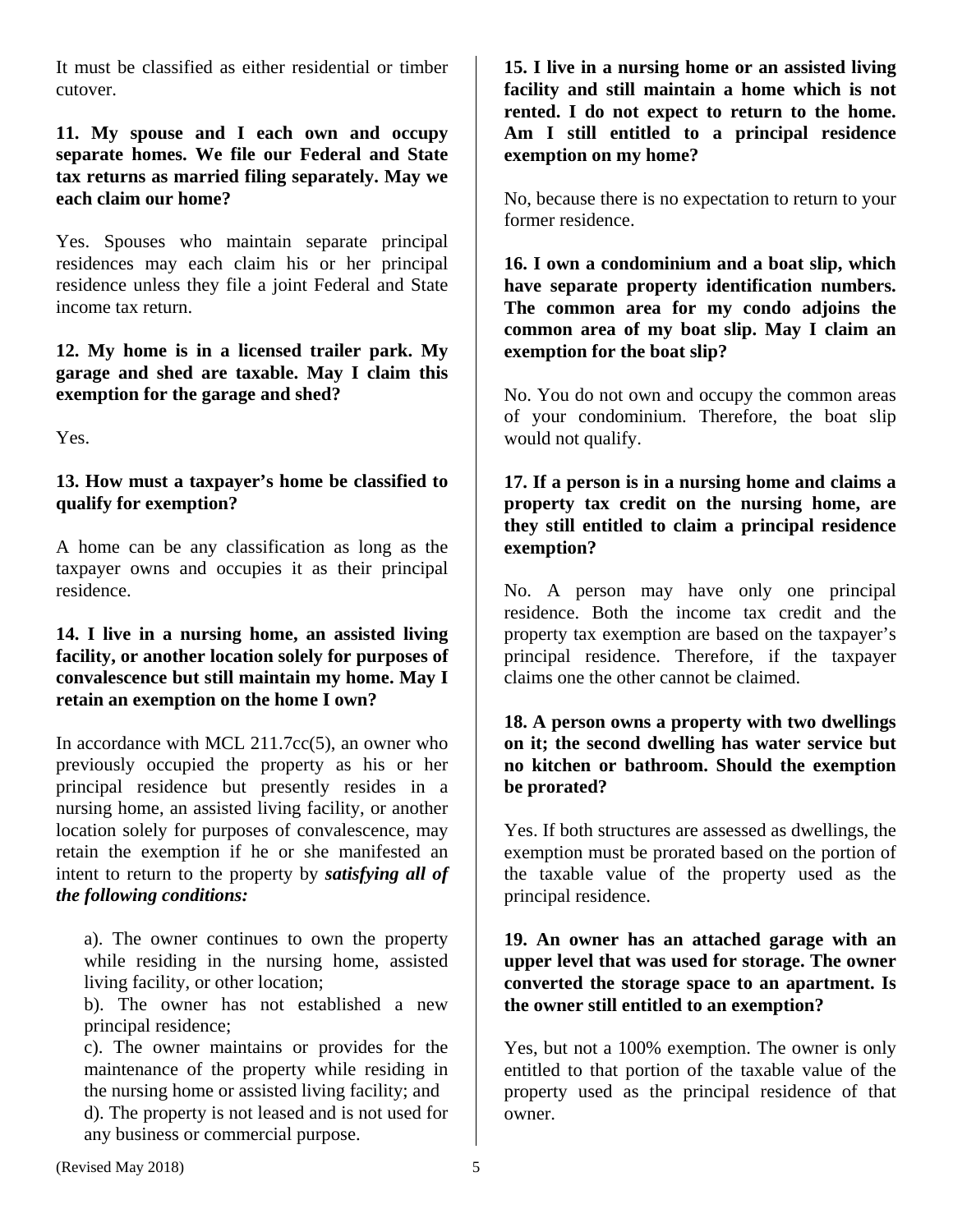It must be classified as either residential or timber cutover.

**11. My spouse and I each own and occupy separate homes. We file our Federal and State tax returns as married filing separately. May we each claim our home?**

Yes. Spouses who maintain separate principal residences may each claim his or her principal residence unless they file a joint Federal and State income tax return.

**12. My home is in a licensed trailer park. My garage and shed are taxable. May I claim this exemption for the garage and shed?**

Yes.

**13. How must a taxpayer's home be classified to qualify for exemption?**

A home can be any classification as long as the taxpayer owns and occupies it as their principal residence.

**14. I live in a nursing home, an assisted living facility, or another location solely for purposes of convalescence but still maintain my home. May I retain an exemption on the home I own?**

In accordance with MCL 211.7cc(5), an owner who previously occupied the property as his or her principal residence but presently resides in a nursing home, an assisted living facility, or another location solely for purposes of convalescence, may retain the exemption if he or she manifested an intent to return to the property by ***satisfying all of the following conditions:***

a). The owner continues to own the property while residing in the nursing home, assisted living facility, or other location;
b). The owner has not established a new principal residence;
c). The owner maintains or provides for the maintenance of the property while residing in the nursing home or assisted living facility; and
d). The property is not leased and is not used for any business or commercial purpose.

**15. I live in a nursing home or an assisted living facility and still maintain a home which is not rented. I do not expect to return to the home. Am I still entitled to a principal residence exemption on my home?**

No, because there is no expectation to return to your former residence.

**16. I own a condominium and a boat slip, which have separate property identification numbers. The common area for my condo adjoins the common area of my boat slip. May I claim an exemption for the boat slip?**

No. You do not own and occupy the common areas of your condominium. Therefore, the boat slip would not qualify.

**17. If a person is in a nursing home and claims a property tax credit on the nursing home, are they still entitled to claim a principal residence exemption?**

No. A person may have only one principal residence. Both the income tax credit and the property tax exemption are based on the taxpayer's principal residence. Therefore, if the taxpayer claims one the other cannot be claimed.

**18. A person owns a property with two dwellings on it; the second dwelling has water service but no kitchen or bathroom. Should the exemption be prorated?**

Yes. If both structures are assessed as dwellings, the exemption must be prorated based on the portion of the taxable value of the property used as the principal residence.

**19. An owner has an attached garage with an upper level that was used for storage. The owner converted the storage space to an apartment. Is the owner still entitled to an exemption?**

Yes, but not a 100% exemption. The owner is only entitled to that portion of the taxable value of the property used as the principal residence of that owner.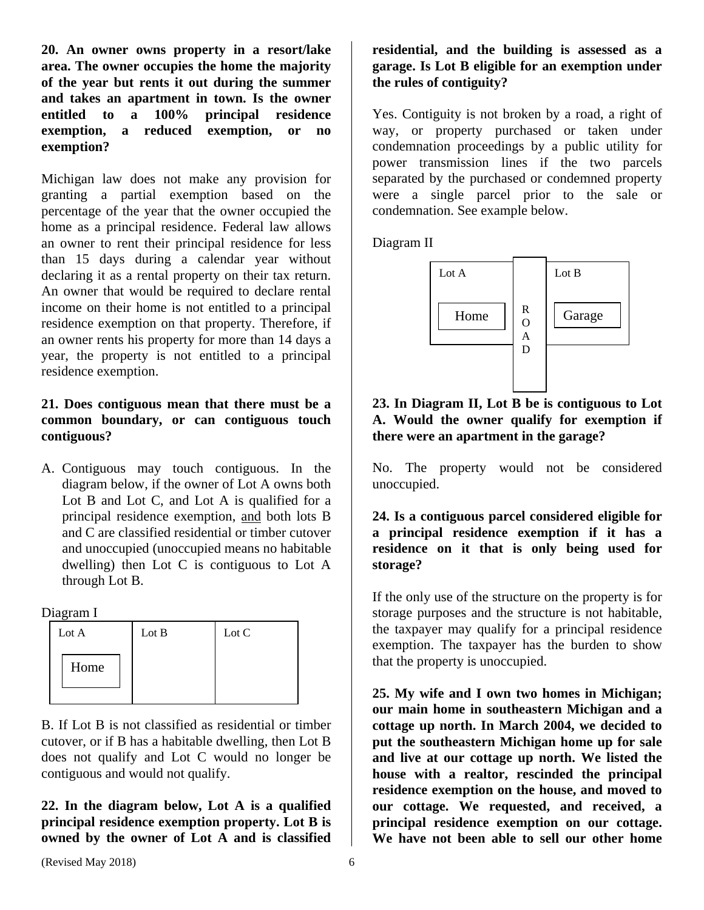**20. An owner owns property in a resort/lake area. The owner occupies the home the majority of the year but rents it out during the summer and takes an apartment in town. Is the owner entitled to a 100% principal residence exemption, a reduced exemption, or no exemption?**

Michigan law does not make any provision for granting a partial exemption based on the percentage of the year that the owner occupied the home as a principal residence. Federal law allows an owner to rent their principal residence for less than 15 days during a calendar year without declaring it as a rental property on their tax return. An owner that would be required to declare rental income on their home is not entitled to a principal residence exemption on that property. Therefore, if an owner rents his property for more than 14 days a year, the property is not entitled to a principal residence exemption.

**21. Does contiguous mean that there must be a common boundary, or can contiguous touch contiguous?**

A. Contiguous may touch contiguous. In the diagram below, if the owner of Lot A owns both Lot B and Lot C, and Lot A is qualified for a principal residence exemption, <u>and</u> both lots B and C are classified residential or timber cutover and unoccupied (unoccupied means no habitable dwelling) then Lot C is contiguous to Lot A through Lot B.

Diagram I

| Lot A | Lot B | Lot C |
|---|---|---|
| Home | | |

B. If Lot B is not classified as residential or timber cutover, or if B has a habitable dwelling, then Lot B does not qualify and Lot C would no longer be contiguous and would not qualify.

**22. In the diagram below, Lot A is a qualified principal residence exemption property. Lot B is owned by the owner of Lot A and is classified residential, and the building is assessed as a garage. Is Lot B eligible for an exemption under the rules of contiguity?**

Yes. Contiguity is not broken by a road, a right of way, or property purchased or taken under condemnation proceedings by a public utility for power transmission lines if the two parcels separated by the purchased or condemned property were a single parcel prior to the sale or condemnation. See example below.

Diagram II

| Lot A | ROAD | Lot B |
|---|---|---|
| Home | | Garage |

**23. In Diagram II, Lot B be is contiguous to Lot A. Would the owner qualify for exemption if there were an apartment in the garage?**

No. The property would not be considered unoccupied.

**24. Is a contiguous parcel considered eligible for a principal residence exemption if it has a residence on it that is only being used for storage?**

If the only use of the structure on the property is for storage purposes and the structure is not habitable, the taxpayer may qualify for a principal residence exemption. The taxpayer has the burden to show that the property is unoccupied.

**25. My wife and I own two homes in Michigan; our main home in southeastern Michigan and a cottage up north. In March 2004, we decided to put the southeastern Michigan home up for sale and live at our cottage up north. We listed the house with a realtor, rescinded the principal residence exemption on the house, and moved to our cottage. We requested, and received, a principal residence exemption on our cottage. We have not been able to sell our other home**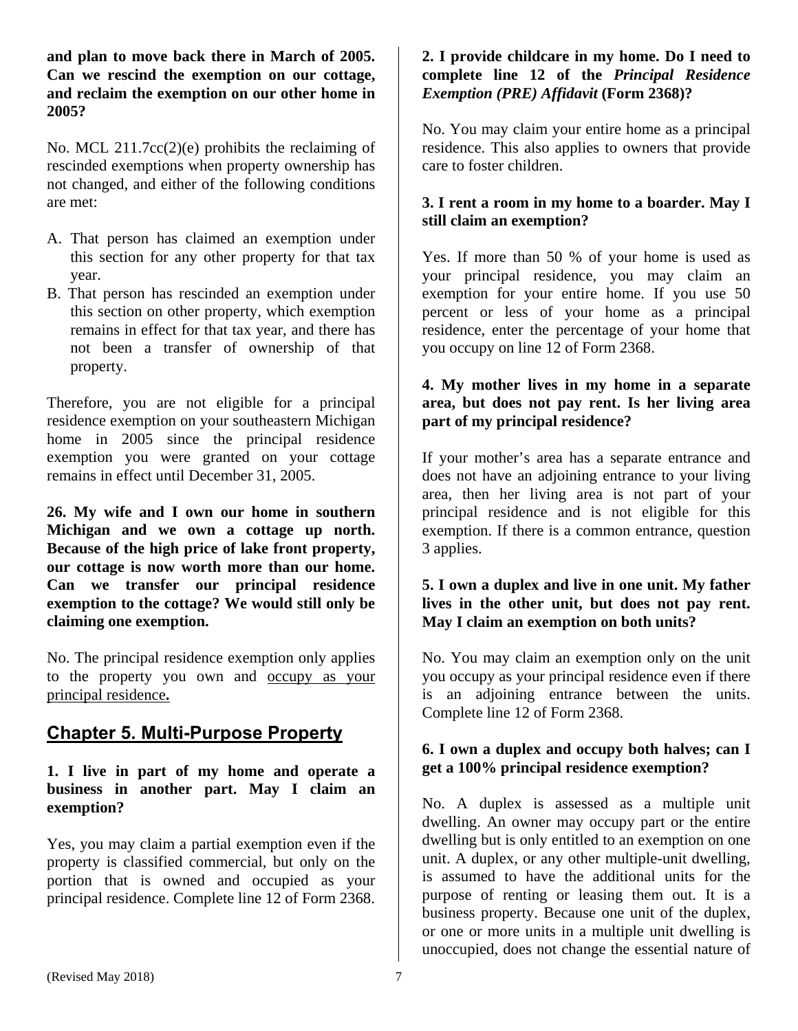**and plan to move back there in March of 2005. Can we rescind the exemption on our cottage, and reclaim the exemption on our other home in 2005?**

No. MCL 211.7cc(2)(e) prohibits the reclaiming of rescinded exemptions when property ownership has not changed, and either of the following conditions are met:

A. That person has claimed an exemption under this section for any other property for that tax year.
B. That person has rescinded an exemption under this section on other property, which exemption remains in effect for that tax year, and there has not been a transfer of ownership of that property.

Therefore, you are not eligible for a principal residence exemption on your southeastern Michigan home in 2005 since the principal residence exemption you were granted on your cottage remains in effect until December 31, 2005.

**26. My wife and I own our home in southern Michigan and we own a cottage up north. Because of the high price of lake front property, our cottage is now worth more than our home. Can we transfer our principal residence exemption to the cottage? We would still only be claiming one exemption.**

No. The principal residence exemption only applies to the property you own and <u>occupy as your principal residence</u>**.**

## Chapter 5. Multi-Purpose Property

**1. I live in part of my home and operate a business in another part. May I claim an exemption?**

Yes, you may claim a partial exemption even if the property is classified commercial, but only on the portion that is owned and occupied as your principal residence. Complete line 12 of Form 2368.

**2. I provide childcare in my home. Do I need to complete line 12 of the *Principal Residence Exemption (PRE) Affidavit* (Form 2368)?**

No. You may claim your entire home as a principal residence. This also applies to owners that provide care to foster children.

**3. I rent a room in my home to a boarder. May I still claim an exemption?**

Yes. If more than 50 % of your home is used as your principal residence, you may claim an exemption for your entire home. If you use 50 percent or less of your home as a principal residence, enter the percentage of your home that you occupy on line 12 of Form 2368.

**4. My mother lives in my home in a separate area, but does not pay rent. Is her living area part of my principal residence?**

If your mother's area has a separate entrance and does not have an adjoining entrance to your living area, then her living area is not part of your principal residence and is not eligible for this exemption. If there is a common entrance, question 3 applies.

**5. I own a duplex and live in one unit. My father lives in the other unit, but does not pay rent. May I claim an exemption on both units?**

No. You may claim an exemption only on the unit you occupy as your principal residence even if there is an adjoining entrance between the units. Complete line 12 of Form 2368.

**6. I own a duplex and occupy both halves; can I get a 100% principal residence exemption?**

No. A duplex is assessed as a multiple unit dwelling. An owner may occupy part or the entire dwelling but is only entitled to an exemption on one unit. A duplex, or any other multiple-unit dwelling, is assumed to have the additional units for the purpose of renting or leasing them out. It is a business property. Because one unit of the duplex, or one or more units in a multiple unit dwelling is unoccupied, does not change the essential nature of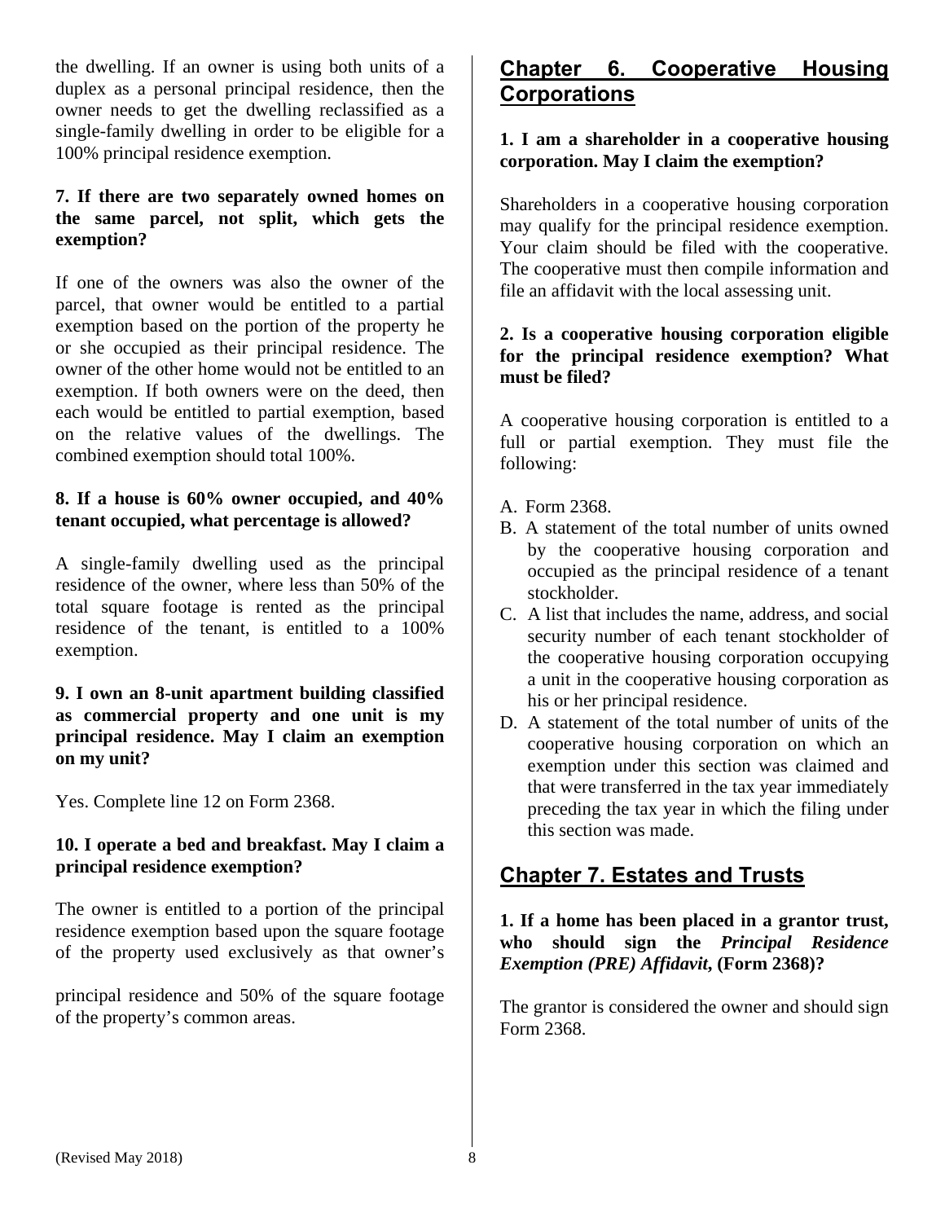the dwelling. If an owner is using both units of a duplex as a personal principal residence, then the owner needs to get the dwelling reclassified as a single-family dwelling in order to be eligible for a 100% principal residence exemption.

**7. If there are two separately owned homes on the same parcel, not split, which gets the exemption?**

If one of the owners was also the owner of the parcel, that owner would be entitled to a partial exemption based on the portion of the property he or she occupied as their principal residence. The owner of the other home would not be entitled to an exemption. If both owners were on the deed, then each would be entitled to partial exemption, based on the relative values of the dwellings. The combined exemption should total 100%.

**8. If a house is 60% owner occupied, and 40% tenant occupied, what percentage is allowed?**

A single-family dwelling used as the principal residence of the owner, where less than 50% of the total square footage is rented as the principal residence of the tenant, is entitled to a 100% exemption.

**9. I own an 8-unit apartment building classified as commercial property and one unit is my principal residence. May I claim an exemption on my unit?**

Yes. Complete line 12 on Form 2368.

**10. I operate a bed and breakfast. May I claim a principal residence exemption?**

The owner is entitled to a portion of the principal residence exemption based upon the square footage of the property used exclusively as that owner's principal residence and 50% of the square footage of the property's common areas.

## Chapter 6. Cooperative Housing Corporations

**1. I am a shareholder in a cooperative housing corporation. May I claim the exemption?**

Shareholders in a cooperative housing corporation may qualify for the principal residence exemption. Your claim should be filed with the cooperative. The cooperative must then compile information and file an affidavit with the local assessing unit.

**2. Is a cooperative housing corporation eligible for the principal residence exemption? What must be filed?**

A cooperative housing corporation is entitled to a full or partial exemption. They must file the following:

A. Form 2368.
B. A statement of the total number of units owned by the cooperative housing corporation and occupied as the principal residence of a tenant stockholder.
C. A list that includes the name, address, and social security number of each tenant stockholder of the cooperative housing corporation occupying a unit in the cooperative housing corporation as his or her principal residence.
D. A statement of the total number of units of the cooperative housing corporation on which an exemption under this section was claimed and that were transferred in the tax year immediately preceding the tax year in which the filing under this section was made.

## Chapter 7. Estates and Trusts

**1. If a home has been placed in a grantor trust, who should sign the *Principal Residence Exemption (PRE) Affidavit*, (Form 2368)?**

The grantor is considered the owner and should sign Form 2368.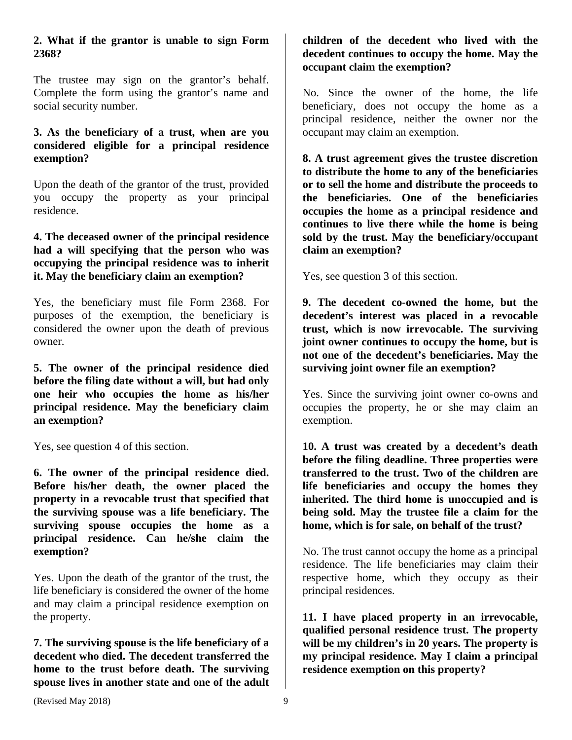**2. What if the grantor is unable to sign Form 2368?**

The trustee may sign on the grantor's behalf. Complete the form using the grantor's name and social security number.

**3. As the beneficiary of a trust, when are you considered eligible for a principal residence exemption?**

Upon the death of the grantor of the trust, provided you occupy the property as your principal residence.

**4. The deceased owner of the principal residence had a will specifying that the person who was occupying the principal residence was to inherit it. May the beneficiary claim an exemption?**

Yes, the beneficiary must file Form 2368. For purposes of the exemption, the beneficiary is considered the owner upon the death of previous owner.

**5. The owner of the principal residence died before the filing date without a will, but had only one heir who occupies the home as his/her principal residence. May the beneficiary claim an exemption?**

Yes, see question 4 of this section.

**6. The owner of the principal residence died. Before his/her death, the owner placed the property in a revocable trust that specified that the surviving spouse was a life beneficiary. The surviving spouse occupies the home as a principal residence. Can he/she claim the exemption?**

Yes. Upon the death of the grantor of the trust, the life beneficiary is considered the owner of the home and may claim a principal residence exemption on the property.

**7. The surviving spouse is the life beneficiary of a decedent who died. The decedent transferred the home to the trust before death. The surviving spouse lives in another state and one of the adult children of the decedent who lived with the decedent continues to occupy the home. May the occupant claim the exemption?**

No. Since the owner of the home, the life beneficiary, does not occupy the home as a principal residence, neither the owner nor the occupant may claim an exemption.

**8. A trust agreement gives the trustee discretion to distribute the home to any of the beneficiaries or to sell the home and distribute the proceeds to the beneficiaries. One of the beneficiaries occupies the home as a principal residence and continues to live there while the home is being sold by the trust. May the beneficiary/occupant claim an exemption?**

Yes, see question 3 of this section.

**9. The decedent co-owned the home, but the decedent's interest was placed in a revocable trust, which is now irrevocable. The surviving joint owner continues to occupy the home, but is not one of the decedent's beneficiaries. May the surviving joint owner file an exemption?**

Yes. Since the surviving joint owner co-owns and occupies the property, he or she may claim an exemption.

**10. A trust was created by a decedent's death before the filing deadline. Three properties were transferred to the trust. Two of the children are life beneficiaries and occupy the homes they inherited. The third home is unoccupied and is being sold. May the trustee file a claim for the home, which is for sale, on behalf of the trust?**

No. The trust cannot occupy the home as a principal residence. The life beneficiaries may claim their respective home, which they occupy as their principal residences.

**11. I have placed property in an irrevocable, qualified personal residence trust. The property will be my children's in 20 years. The property is my principal residence. May I claim a principal residence exemption on this property?**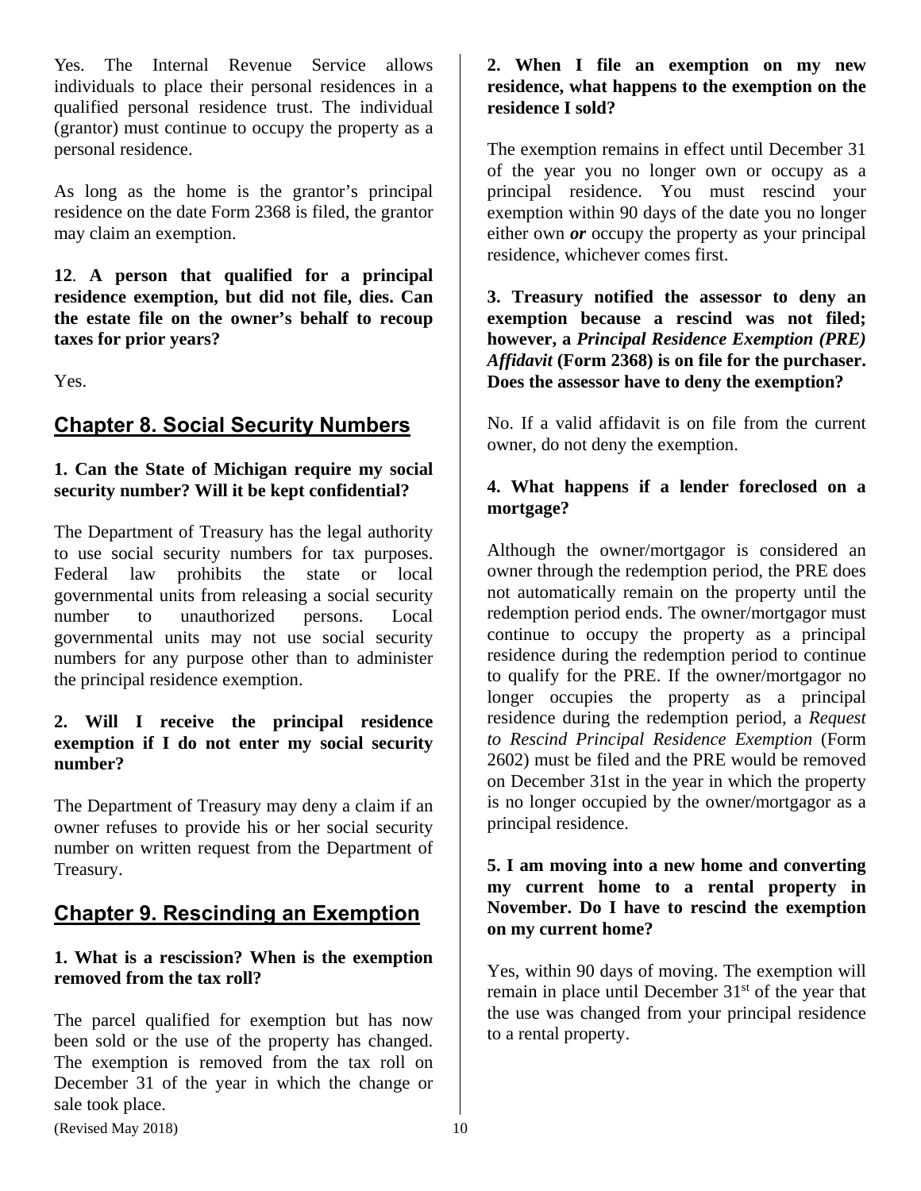Yes. The Internal Revenue Service allows individuals to place their personal residences in a qualified personal residence trust. The individual (grantor) must continue to occupy the property as a personal residence.

As long as the home is the grantor's principal residence on the date Form 2368 is filed, the grantor may claim an exemption.

**12**. **A person that qualified for a principal residence exemption, but did not file, dies. Can the estate file on the owner's behalf to recoup taxes for prior years?**

Yes.

## Chapter 8. Social Security Numbers

**1. Can the State of Michigan require my social security number? Will it be kept confidential?**

The Department of Treasury has the legal authority to use social security numbers for tax purposes. Federal law prohibits the state or local governmental units from releasing a social security number to unauthorized persons. Local governmental units may not use social security numbers for any purpose other than to administer the principal residence exemption.

**2. Will I receive the principal residence exemption if I do not enter my social security number?**

The Department of Treasury may deny a claim if an owner refuses to provide his or her social security number on written request from the Department of Treasury.

## Chapter 9. Rescinding an Exemption

**1. What is a rescission? When is the exemption removed from the tax roll?**

The parcel qualified for exemption but has now been sold or the use of the property has changed. The exemption is removed from the tax roll on December 31 of the year in which the change or sale took place.

**2. When I file an exemption on my new residence, what happens to the exemption on the residence I sold?**

The exemption remains in effect until December 31 of the year you no longer own or occupy as a principal residence. You must rescind your exemption within 90 days of the date you no longer either own ***or*** occupy the property as your principal residence, whichever comes first.

**3. Treasury notified the assessor to deny an exemption because a rescind was not filed; however, a *Principal Residence Exemption (PRE) Affidavit* (Form 2368) is on file for the purchaser. Does the assessor have to deny the exemption?**

No. If a valid affidavit is on file from the current owner, do not deny the exemption.

**4. What happens if a lender foreclosed on a mortgage?**

Although the owner/mortgagor is considered an owner through the redemption period, the PRE does not automatically remain on the property until the redemption period ends. The owner/mortgagor must continue to occupy the property as a principal residence during the redemption period to continue to qualify for the PRE. If the owner/mortgagor no longer occupies the property as a principal residence during the redemption period, a *Request to Rescind Principal Residence Exemption* (Form 2602) must be filed and the PRE would be removed on December 31st in the year in which the property is no longer occupied by the owner/mortgagor as a principal residence.

**5. I am moving into a new home and converting my current home to a rental property in November. Do I have to rescind the exemption on my current home?**

Yes, within 90 days of moving. The exemption will remain in place until December 31st of the year that the use was changed from your principal residence to a rental property.

(Revised May 2018)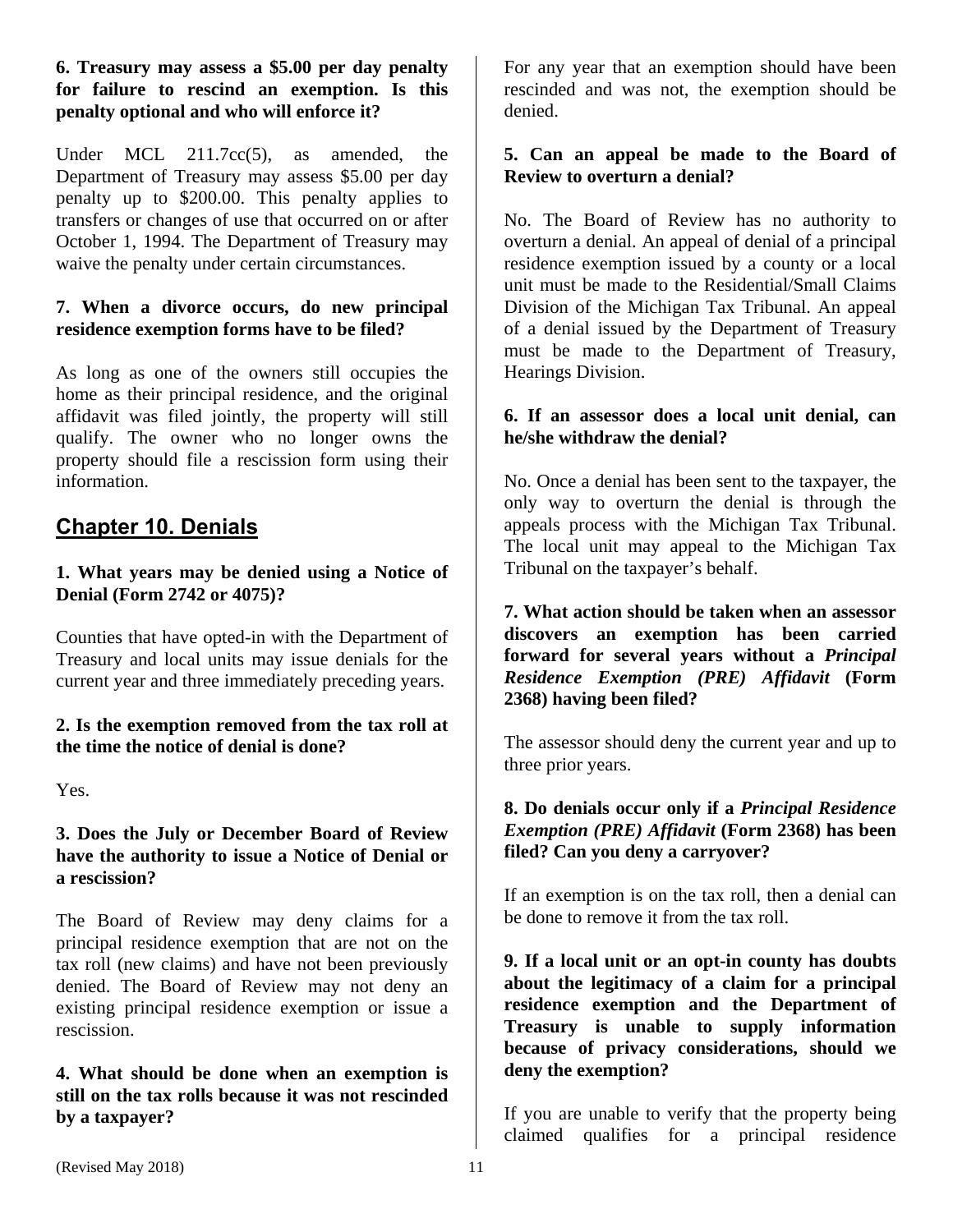**6. Treasury may assess a $5.00 per day penalty for failure to rescind an exemption. Is this penalty optional and who will enforce it?**

Under MCL 211.7cc(5), as amended, the Department of Treasury may assess $5.00 per day penalty up to $200.00. This penalty applies to transfers or changes of use that occurred on or after October 1, 1994. The Department of Treasury may waive the penalty under certain circumstances.

**7. When a divorce occurs, do new principal residence exemption forms have to be filed?**

As long as one of the owners still occupies the home as their principal residence, and the original affidavit was filed jointly, the property will still qualify. The owner who no longer owns the property should file a rescission form using their information.

## Chapter 10. Denials

**1. What years may be denied using a Notice of Denial (Form 2742 or 4075)?**

Counties that have opted-in with the Department of Treasury and local units may issue denials for the current year and three immediately preceding years.

**2. Is the exemption removed from the tax roll at the time the notice of denial is done?**

Yes.

**3. Does the July or December Board of Review have the authority to issue a Notice of Denial or a rescission?**

The Board of Review may deny claims for a principal residence exemption that are not on the tax roll (new claims) and have not been previously denied. The Board of Review may not deny an existing principal residence exemption or issue a rescission.

**4. What should be done when an exemption is still on the tax rolls because it was not rescinded by a taxpayer?**

For any year that an exemption should have been rescinded and was not, the exemption should be denied.

**5. Can an appeal be made to the Board of Review to overturn a denial?**

No. The Board of Review has no authority to overturn a denial. An appeal of denial of a principal residence exemption issued by a county or a local unit must be made to the Residential/Small Claims Division of the Michigan Tax Tribunal. An appeal of a denial issued by the Department of Treasury must be made to the Department of Treasury, Hearings Division.

**6. If an assessor does a local unit denial, can he/she withdraw the denial?**

No. Once a denial has been sent to the taxpayer, the only way to overturn the denial is through the appeals process with the Michigan Tax Tribunal. The local unit may appeal to the Michigan Tax Tribunal on the taxpayer's behalf.

**7. What action should be taken when an assessor discovers an exemption has been carried forward for several years without a *Principal Residence Exemption (PRE) Affidavit* (Form 2368) having been filed?**

The assessor should deny the current year and up to three prior years.

**8. Do denials occur only if a *Principal Residence Exemption (PRE) Affidavit* (Form 2368) has been filed? Can you deny a carryover?**

If an exemption is on the tax roll, then a denial can be done to remove it from the tax roll.

**9. If a local unit or an opt-in county has doubts about the legitimacy of a claim for a principal residence exemption and the Department of Treasury is unable to supply information because of privacy considerations, should we deny the exemption?**

If you are unable to verify that the property being claimed qualifies for a principal residence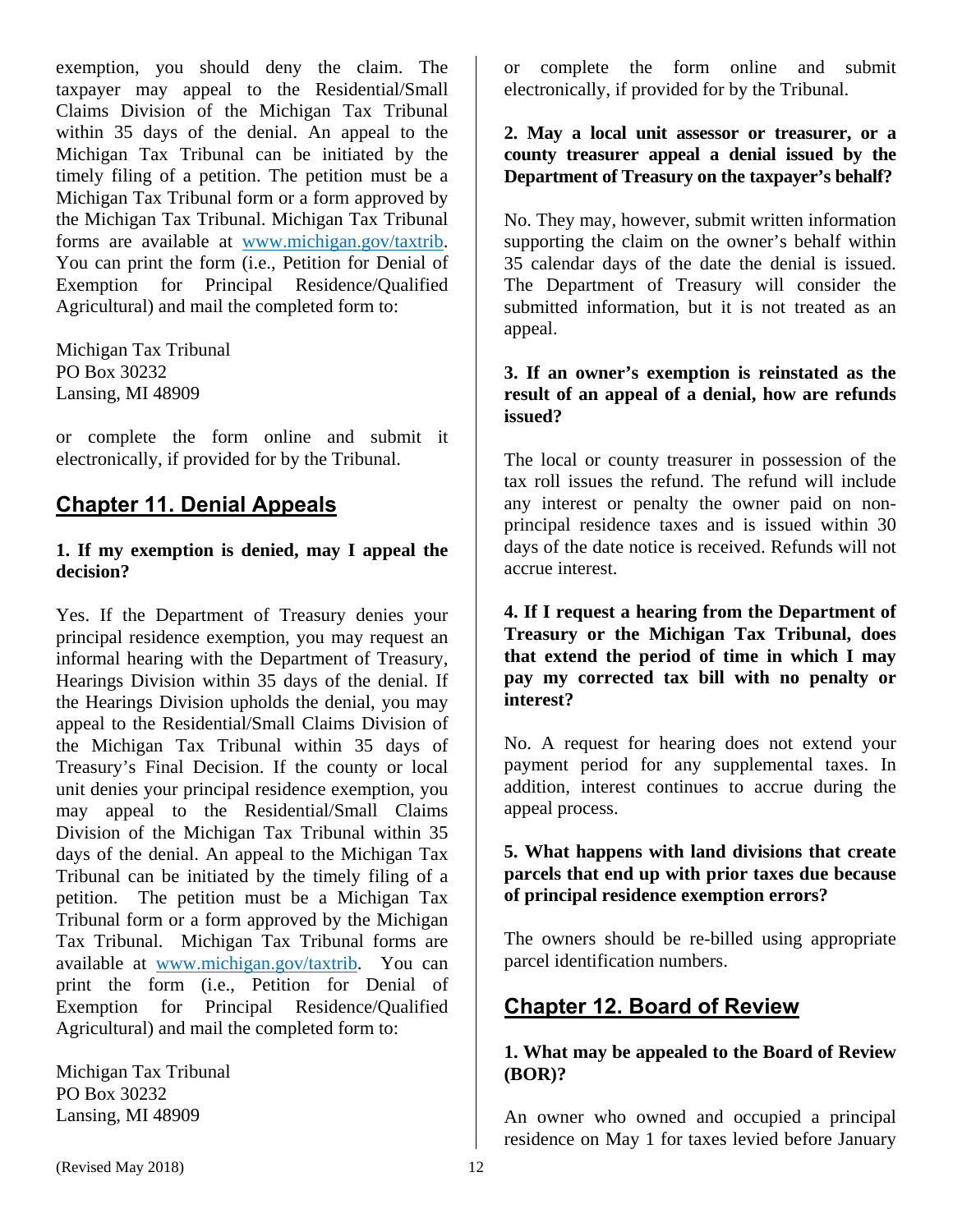exemption, you should deny the claim. The taxpayer may appeal to the Residential/Small Claims Division of the Michigan Tax Tribunal within 35 days of the denial. An appeal to the Michigan Tax Tribunal can be initiated by the timely filing of a petition. The petition must be a Michigan Tax Tribunal form or a form approved by the Michigan Tax Tribunal. Michigan Tax Tribunal forms are available at www.michigan.gov/taxtrib. You can print the form (i.e., Petition for Denial of Exemption for Principal Residence/Qualified Agricultural) and mail the completed form to:

Michigan Tax Tribunal
PO Box 30232
Lansing, MI 48909

or complete the form online and submit it electronically, if provided for by the Tribunal.

## Chapter 11. Denial Appeals

**1. If my exemption is denied, may I appeal the decision?**

Yes. If the Department of Treasury denies your principal residence exemption, you may request an informal hearing with the Department of Treasury, Hearings Division within 35 days of the denial. If the Hearings Division upholds the denial, you may appeal to the Residential/Small Claims Division of the Michigan Tax Tribunal within 35 days of Treasury's Final Decision. If the county or local unit denies your principal residence exemption, you may appeal to the Residential/Small Claims Division of the Michigan Tax Tribunal within 35 days of the denial. An appeal to the Michigan Tax Tribunal can be initiated by the timely filing of a petition. The petition must be a Michigan Tax Tribunal form or a form approved by the Michigan Tax Tribunal. Michigan Tax Tribunal forms are available at www.michigan.gov/taxtrib. You can print the form (i.e., Petition for Denial of Exemption for Principal Residence/Qualified Agricultural) and mail the completed form to:

Michigan Tax Tribunal
PO Box 30232
Lansing, MI 48909

or complete the form online and submit electronically, if provided for by the Tribunal.

**2. May a local unit assessor or treasurer, or a county treasurer appeal a denial issued by the Department of Treasury on the taxpayer's behalf?**

No. They may, however, submit written information supporting the claim on the owner's behalf within 35 calendar days of the date the denial is issued. The Department of Treasury will consider the submitted information, but it is not treated as an appeal.

**3. If an owner's exemption is reinstated as the result of an appeal of a denial, how are refunds issued?**

The local or county treasurer in possession of the tax roll issues the refund. The refund will include any interest or penalty the owner paid on non-principal residence taxes and is issued within 30 days of the date notice is received. Refunds will not accrue interest.

**4. If I request a hearing from the Department of Treasury or the Michigan Tax Tribunal, does that extend the period of time in which I may pay my corrected tax bill with no penalty or interest?**

No. A request for hearing does not extend your payment period for any supplemental taxes. In addition, interest continues to accrue during the appeal process.

**5. What happens with land divisions that create parcels that end up with prior taxes due because of principal residence exemption errors?**

The owners should be re-billed using appropriate parcel identification numbers.

## Chapter 12. Board of Review

**1. What may be appealed to the Board of Review (BOR)?**

An owner who owned and occupied a principal residence on May 1 for taxes levied before January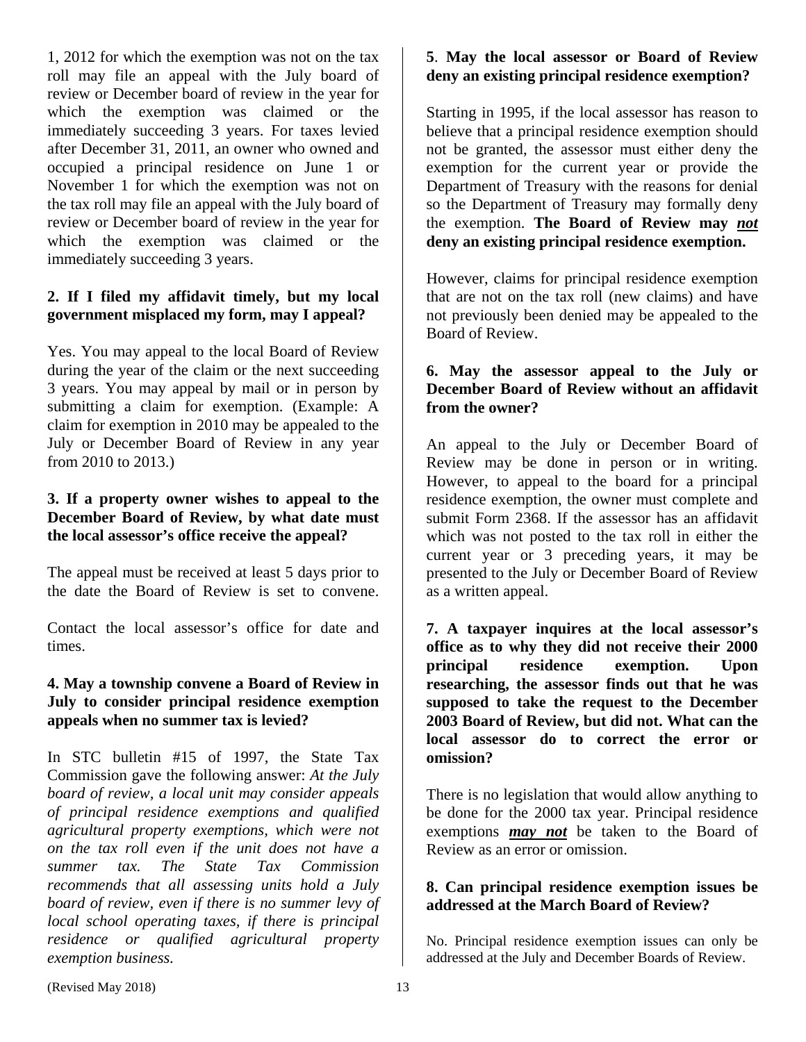1, 2012 for which the exemption was not on the tax roll may file an appeal with the July board of review or December board of review in the year for which the exemption was claimed or the immediately succeeding 3 years. For taxes levied after December 31, 2011, an owner who owned and occupied a principal residence on June 1 or November 1 for which the exemption was not on the tax roll may file an appeal with the July board of review or December board of review in the year for which the exemption was claimed or the immediately succeeding 3 years.

**2. If I filed my affidavit timely, but my local government misplaced my form, may I appeal?**

Yes. You may appeal to the local Board of Review during the year of the claim or the next succeeding 3 years. You may appeal by mail or in person by submitting a claim for exemption. (Example: A claim for exemption in 2010 may be appealed to the July or December Board of Review in any year from 2010 to 2013.)

**3. If a property owner wishes to appeal to the December Board of Review, by what date must the local assessor's office receive the appeal?**

The appeal must be received at least 5 days prior to the date the Board of Review is set to convene.

Contact the local assessor's office for date and times.

**4. May a township convene a Board of Review in July to consider principal residence exemption appeals when no summer tax is levied?**

In STC bulletin #15 of 1997, the State Tax Commission gave the following answer: *At the July board of review, a local unit may consider appeals of principal residence exemptions and qualified agricultural property exemptions, which were not on the tax roll even if the unit does not have a summer tax. The State Tax Commission recommends that all assessing units hold a July board of review, even if there is no summer levy of local school operating taxes, if there is principal residence or qualified agricultural property exemption business.*

**5. May the local assessor or Board of Review deny an existing principal residence exemption?**

Starting in 1995, if the local assessor has reason to believe that a principal residence exemption should not be granted, the assessor must either deny the exemption for the current year or provide the Department of Treasury with the reasons for denial so the Department of Treasury may formally deny the exemption. **The Board of Review may *not* deny an existing principal residence exemption.**

However, claims for principal residence exemption that are not on the tax roll (new claims) and have not previously been denied may be appealed to the Board of Review.

**6. May the assessor appeal to the July or December Board of Review without an affidavit from the owner?**

An appeal to the July or December Board of Review may be done in person or in writing. However, to appeal to the board for a principal residence exemption, the owner must complete and submit Form 2368. If the assessor has an affidavit which was not posted to the tax roll in either the current year or 3 preceding years, it may be presented to the July or December Board of Review as a written appeal.

**7. A taxpayer inquires at the local assessor's office as to why they did not receive their 2000 principal residence exemption. Upon researching, the assessor finds out that he was supposed to take the request to the December 2003 Board of Review, but did not. What can the local assessor do to correct the error or omission?**

There is no legislation that would allow anything to be done for the 2000 tax year. Principal residence exemptions ***may not*** be taken to the Board of Review as an error or omission.

**8. Can principal residence exemption issues be addressed at the March Board of Review?**

No. Principal residence exemption issues can only be addressed at the July and December Boards of Review.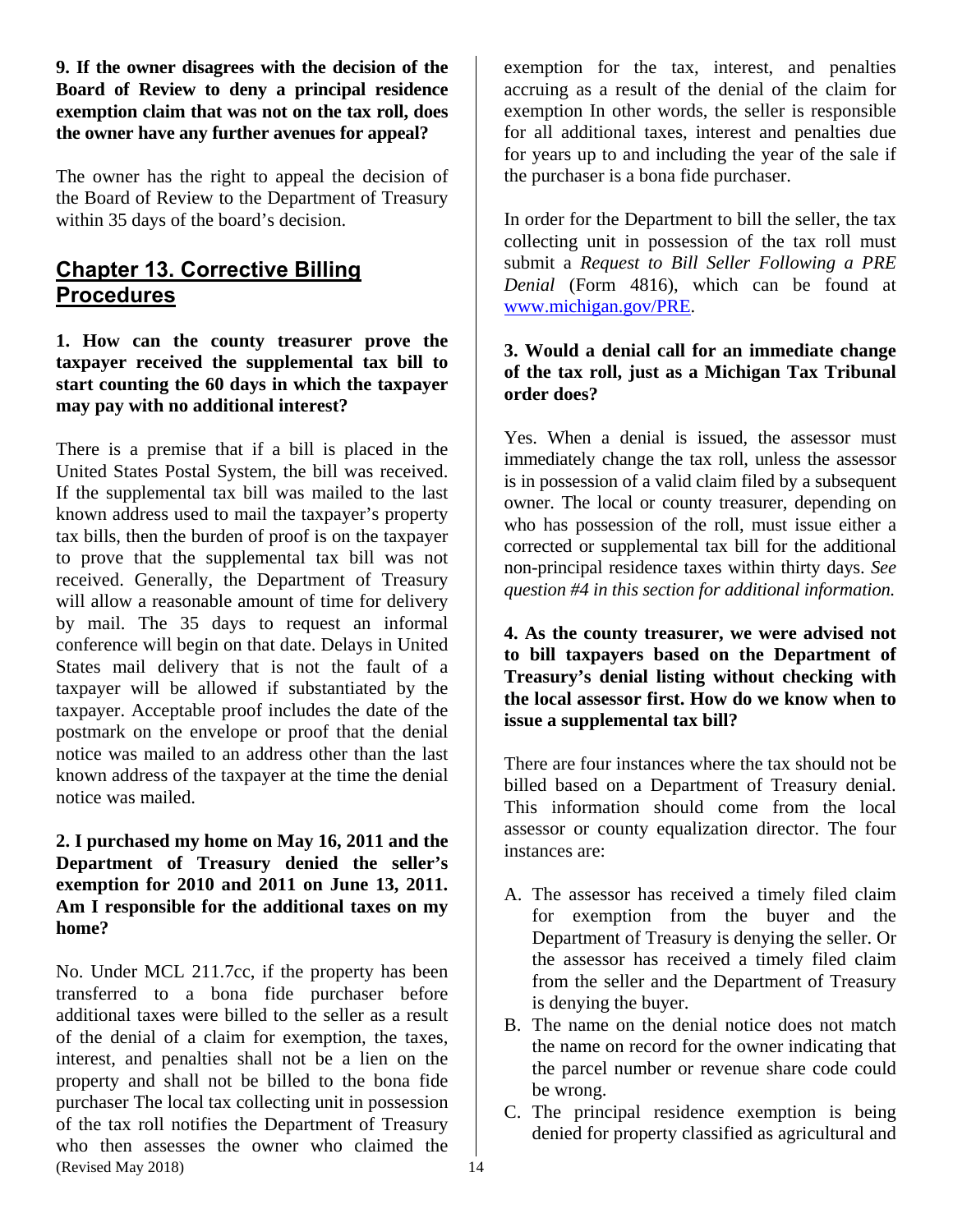**9. If the owner disagrees with the decision of the Board of Review to deny a principal residence exemption claim that was not on the tax roll, does the owner have any further avenues for appeal?**

The owner has the right to appeal the decision of the Board of Review to the Department of Treasury within 35 days of the board's decision.

## Chapter 13. Corrective Billing Procedures

**1. How can the county treasurer prove the taxpayer received the supplemental tax bill to start counting the 60 days in which the taxpayer may pay with no additional interest?**

There is a premise that if a bill is placed in the United States Postal System, the bill was received. If the supplemental tax bill was mailed to the last known address used to mail the taxpayer's property tax bills, then the burden of proof is on the taxpayer to prove that the supplemental tax bill was not received. Generally, the Department of Treasury will allow a reasonable amount of time for delivery by mail. The 35 days to request an informal conference will begin on that date. Delays in United States mail delivery that is not the fault of a taxpayer will be allowed if substantiated by the taxpayer. Acceptable proof includes the date of the postmark on the envelope or proof that the denial notice was mailed to an address other than the last known address of the taxpayer at the time the denial notice was mailed.

**2. I purchased my home on May 16, 2011 and the Department of Treasury denied the seller's exemption for 2010 and 2011 on June 13, 2011. Am I responsible for the additional taxes on my home?**

No. Under MCL 211.7cc, if the property has been transferred to a bona fide purchaser before additional taxes were billed to the seller as a result of the denial of a claim for exemption, the taxes, interest, and penalties shall not be a lien on the property and shall not be billed to the bona fide purchaser The local tax collecting unit in possession of the tax roll notifies the Department of Treasury who then assesses the owner who claimed the exemption for the tax, interest, and penalties accruing as a result of the denial of the claim for exemption In other words, the seller is responsible for all additional taxes, interest and penalties due for years up to and including the year of the sale if the purchaser is a bona fide purchaser.

In order for the Department to bill the seller, the tax collecting unit in possession of the tax roll must submit a *Request to Bill Seller Following a PRE Denial* (Form 4816), which can be found at www.michigan.gov/PRE.

**3. Would a denial call for an immediate change of the tax roll, just as a Michigan Tax Tribunal order does?**

Yes. When a denial is issued, the assessor must immediately change the tax roll, unless the assessor is in possession of a valid claim filed by a subsequent owner. The local or county treasurer, depending on who has possession of the roll, must issue either a corrected or supplemental tax bill for the additional non-principal residence taxes within thirty days. *See question #4 in this section for additional information.*

**4. As the county treasurer, we were advised not to bill taxpayers based on the Department of Treasury's denial listing without checking with the local assessor first. How do we know when to issue a supplemental tax bill?**

There are four instances where the tax should not be billed based on a Department of Treasury denial. This information should come from the local assessor or county equalization director. The four instances are:

A. The assessor has received a timely filed claim for exemption from the buyer and the Department of Treasury is denying the seller. Or the assessor has received a timely filed claim from the seller and the Department of Treasury is denying the buyer.
B. The name on the denial notice does not match the name on record for the owner indicating that the parcel number or revenue share code could be wrong.
C. The principal residence exemption is being denied for property classified as agricultural and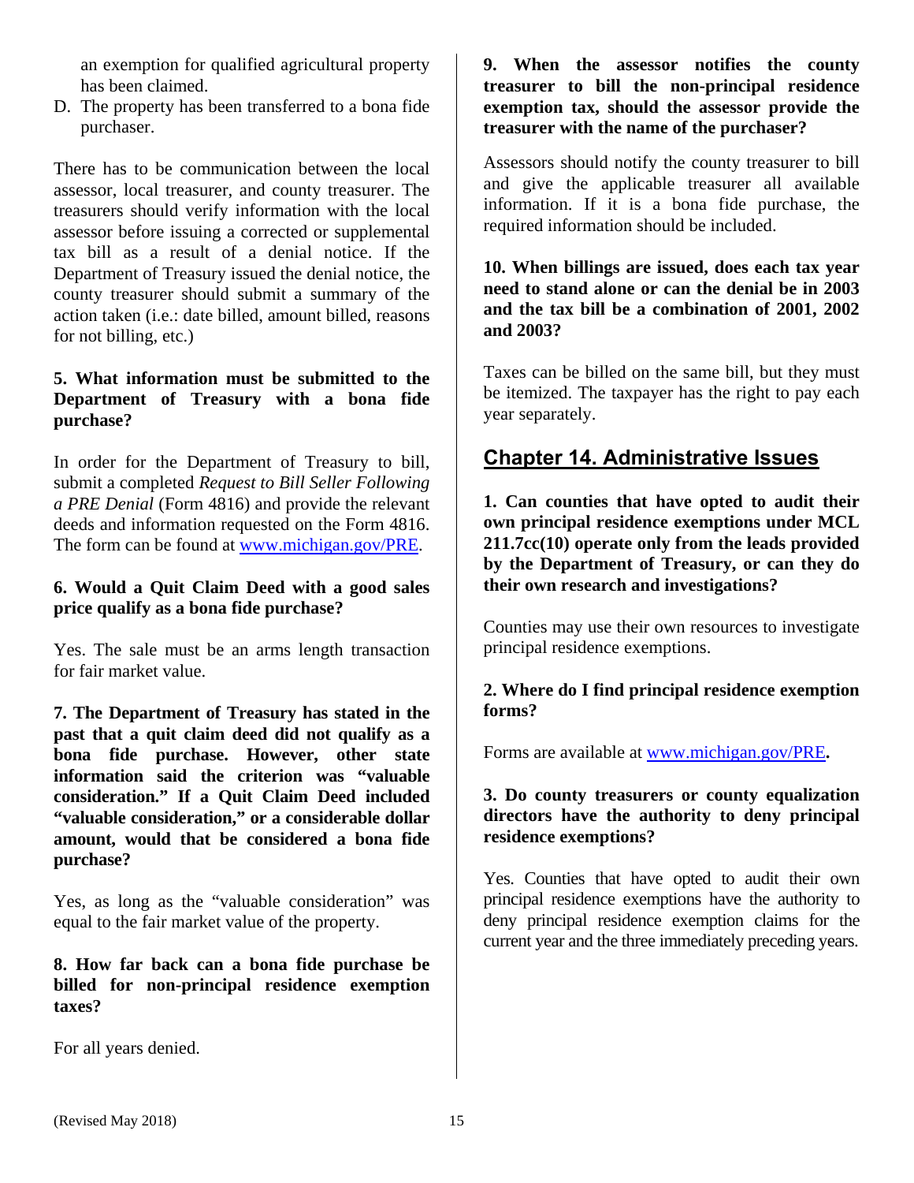an exemption for qualified agricultural property has been claimed.

D. The property has been transferred to a bona fide purchaser.

There has to be communication between the local assessor, local treasurer, and county treasurer. The treasurers should verify information with the local assessor before issuing a corrected or supplemental tax bill as a result of a denial notice. If the Department of Treasury issued the denial notice, the county treasurer should submit a summary of the action taken (i.e.: date billed, amount billed, reasons for not billing, etc.)

**5. What information must be submitted to the Department of Treasury with a bona fide purchase?**

In order for the Department of Treasury to bill, submit a completed *Request to Bill Seller Following a PRE Denial* (Form 4816) and provide the relevant deeds and information requested on the Form 4816. The form can be found at www.michigan.gov/PRE.

**6. Would a Quit Claim Deed with a good sales price qualify as a bona fide purchase?**

Yes. The sale must be an arms length transaction for fair market value.

**7. The Department of Treasury has stated in the past that a quit claim deed did not qualify as a bona fide purchase. However, other state information said the criterion was "valuable consideration." If a Quit Claim Deed included "valuable consideration," or a considerable dollar amount, would that be considered a bona fide purchase?**

Yes, as long as the "valuable consideration" was equal to the fair market value of the property.

**8. How far back can a bona fide purchase be billed for non-principal residence exemption taxes?**

For all years denied.

**9. When the assessor notifies the county treasurer to bill the non-principal residence exemption tax, should the assessor provide the treasurer with the name of the purchaser?**

Assessors should notify the county treasurer to bill and give the applicable treasurer all available information. If it is a bona fide purchase, the required information should be included.

**10. When billings are issued, does each tax year need to stand alone or can the denial be in 2003 and the tax bill be a combination of 2001, 2002 and 2003?**

Taxes can be billed on the same bill, but they must be itemized. The taxpayer has the right to pay each year separately.

## Chapter 14. Administrative Issues

**1. Can counties that have opted to audit their own principal residence exemptions under MCL 211.7cc(10) operate only from the leads provided by the Department of Treasury, or can they do their own research and investigations?**

Counties may use their own resources to investigate principal residence exemptions.

**2. Where do I find principal residence exemption forms?**

Forms are available at www.michigan.gov/PRE**.**

**3. Do county treasurers or county equalization directors have the authority to deny principal residence exemptions?**

Yes. Counties that have opted to audit their own principal residence exemptions have the authority to deny principal residence exemption claims for the current year and the three immediately preceding years.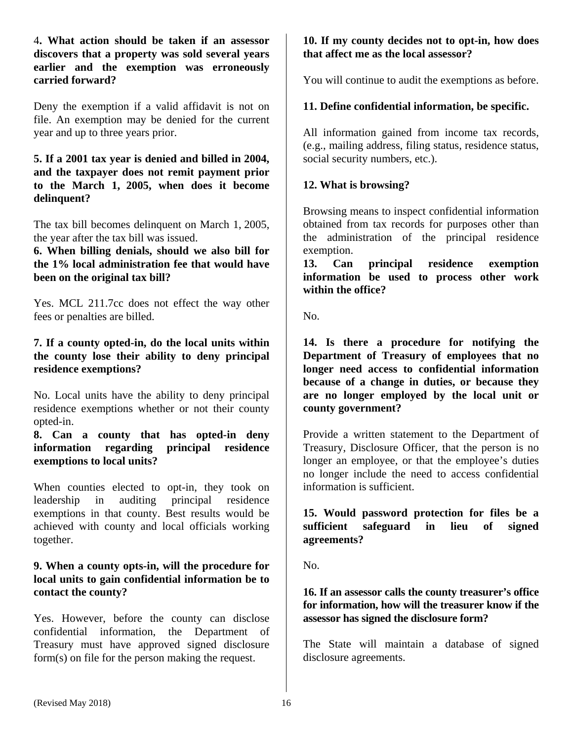**4. What action should be taken if an assessor discovers that a property was sold several years earlier and the exemption was erroneously carried forward?**

Deny the exemption if a valid affidavit is not on file. An exemption may be denied for the current year and up to three years prior.

**5. If a 2001 tax year is denied and billed in 2004, and the taxpayer does not remit payment prior to the March 1, 2005, when does it become delinquent?**

The tax bill becomes delinquent on March 1, 2005, the year after the tax bill was issued.

**6. When billing denials, should we also bill for the 1% local administration fee that would have been on the original tax bill?**

Yes. MCL 211.7cc does not effect the way other fees or penalties are billed.

**7. If a county opted-in, do the local units within the county lose their ability to deny principal residence exemptions?**

No. Local units have the ability to deny principal residence exemptions whether or not their county opted-in.

**8. Can a county that has opted-in deny information regarding principal residence exemptions to local units?**

When counties elected to opt-in, they took on leadership in auditing principal residence exemptions in that county. Best results would be achieved with county and local officials working together.

**9. When a county opts-in, will the procedure for local units to gain confidential information be to contact the county?**

Yes. However, before the county can disclose confidential information, the Department of Treasury must have approved signed disclosure form(s) on file for the person making the request.

**10. If my county decides not to opt-in, how does that affect me as the local assessor?**

You will continue to audit the exemptions as before.

**11. Define confidential information, be specific.**

All information gained from income tax records, (e.g., mailing address, filing status, residence status, social security numbers, etc.).

**12. What is browsing?**

Browsing means to inspect confidential information obtained from tax records for purposes other than the administration of the principal residence exemption.

**13. Can principal residence exemption information be used to process other work within the office?**

No.

**14. Is there a procedure for notifying the Department of Treasury of employees that no longer need access to confidential information because of a change in duties, or because they are no longer employed by the local unit or county government?**

Provide a written statement to the Department of Treasury, Disclosure Officer, that the person is no longer an employee, or that the employee's duties no longer include the need to access confidential information is sufficient.

**15. Would password protection for files be a sufficient safeguard in lieu of signed agreements?**

No.

**16. If an assessor calls the county treasurer's office for information, how will the treasurer know if the assessor has signed the disclosure form?**

The State will maintain a database of signed disclosure agreements.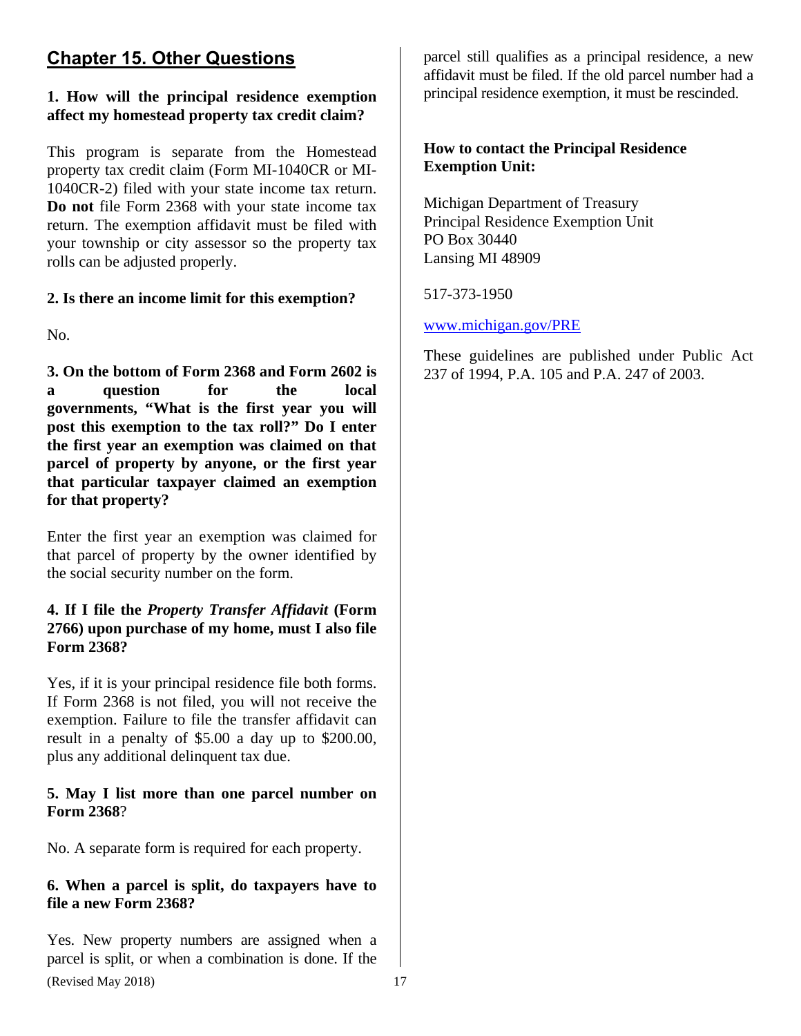## Chapter 15. Other Questions

**1. How will the principal residence exemption affect my homestead property tax credit claim?**

This program is separate from the Homestead property tax credit claim (Form MI-1040CR or MI-1040CR-2) filed with your state income tax return. **Do not** file Form 2368 with your state income tax return. The exemption affidavit must be filed with your township or city assessor so the property tax rolls can be adjusted properly.

**2. Is there an income limit for this exemption?**

No.

**3. On the bottom of Form 2368 and Form 2602 is a question for the local governments, "What is the first year you will post this exemption to the tax roll?" Do I enter the first year an exemption was claimed on that parcel of property by anyone, or the first year that particular taxpayer claimed an exemption for that property?**

Enter the first year an exemption was claimed for that parcel of property by the owner identified by the social security number on the form.

**4. If I file the *Property Transfer Affidavit* (Form 2766) upon purchase of my home, must I also file Form 2368?**

Yes, if it is your principal residence file both forms. If Form 2368 is not filed, you will not receive the exemption. Failure to file the transfer affidavit can result in a penalty of $5.00 a day up to $200.00, plus any additional delinquent tax due.

**5. May I list more than one parcel number on Form 2368**?

No. A separate form is required for each property.

**6. When a parcel is split, do taxpayers have to file a new Form 2368?**

Yes. New property numbers are assigned when a parcel is split, or when a combination is done. If the parcel still qualifies as a principal residence, a new affidavit must be filed. If the old parcel number had a principal residence exemption, it must be rescinded.

**How to contact the Principal Residence Exemption Unit:**

Michigan Department of Treasury
Principal Residence Exemption Unit
PO Box 30440
Lansing MI 48909

517-373-1950

www.michigan.gov/PRE

These guidelines are published under Public Act 237 of 1994, P.A. 105 and P.A. 247 of 2003.

(Revised May 2018)